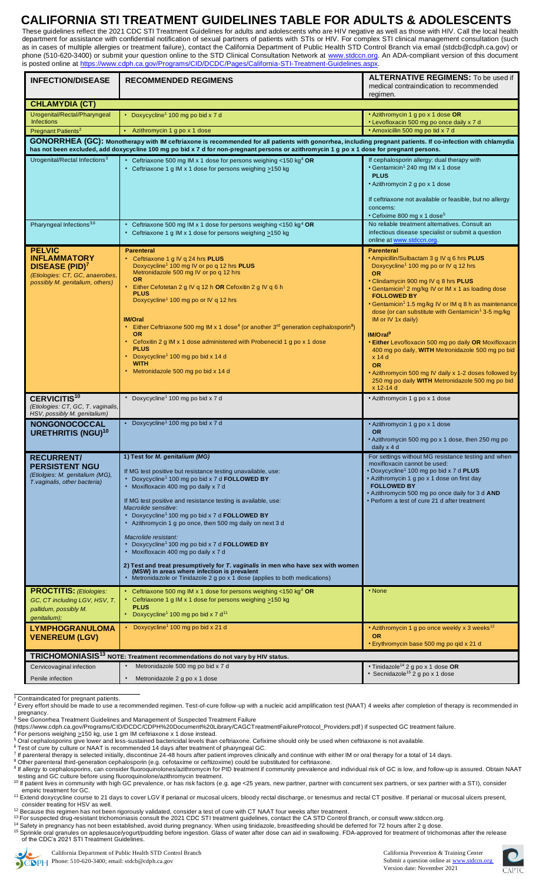# CALIFORNIA STI TREATMENT GUIDELINES TABLE FOR ADULTS & ADOLESCENTS

These guidelines reflect the 2021 CDC STI Treatment Guidelines for adults and adolescents who are HIV negative as well as those with HIV. Call the local health department for assistance with confidential notification of sexual partners of patients with STIs or HIV. For complex STI clinical management consultation (such as in cases of multiple allergies or treatment failure), contact the California Department of Public Health STD Control Branch via email (stdcb@cdph.ca.gov) or phone (510-620-3400) or submit your question online to the STD Clinical Consultation Network at www.stdccn.org. An ADA-compliant version of this document is posted online at https://www.cdph.ca.gov/Programs/CID/DCDC/Pages/California-STI-Treatment-Guidelines.aspx.

| INFECTION/DISEASE | RECOMMENDED REGIMENS | ALTERNATIVE REGIMENS: To be used if medical contraindication to recommended regimen. |
|---|---|---|
| **CHLAMYDIA (CT)** | | |
| Urogenital/Rectal/Pharyngeal Infections | • Doxycycline[1] 100 mg po bid x 7 d | • Azithromycin 1 g po x 1 dose **OR**<br>• Levofloxacin 500 mg po once daily x 7 d |
| Pregnant Patients[2] | • Azithromycin 1 g po x 1 dose | • Amoxicillin 500 mg po tid x 7 d |
| **GONORRHEA (GC):** Monotherapy with IM ceftriaxone is recommended for all patients with gonorrhea, including pregnant patients. If co-infection with chlamydia has not been excluded, add doxycycline 100 mg po bid x 7 d for non-pregnant persons or azithromycin 1 g po x 1 dose for pregnant persons. | | |
| Urogenital/Rectal Infections[3] | • Ceftriaxone 500 mg IM x 1 dose for persons weighing <150 kg[4] **OR**<br>• Ceftriaxone 1 g IM x 1 dose for persons weighing ≥150 kg | If cephalosporin allergy: dual therapy with<br>• Gentamicin[1] 240 mg IM x 1 dose<br>**PLUS**<br>• Azithromycin 2 g po x 1 dose<br><br>If ceftriaxone not available or feasible, but no allergy concerns:<br>• Cefixime 800 mg x 1 dose[5] |
| Pharyngeal Infections[3,6] | • Ceftriaxone 500 mg IM x 1 dose for persons weighing <150 kg[4] **OR**<br>• Ceftriaxone 1 g IM x 1 dose for persons weighing ≥150 kg | No reliable treatment alternatives. Consult an infectious disease specialist or submit a question online at www.stdccn.org. |
| **PELVIC INFLAMMATORY DISEASE (PID)[7]**<br>*(Etiologies: CT, GC, anaerobes, possibly M. genitalium, others)* | **Parenteral**<br>• Ceftriaxone 1 g IV q 24 hrs **PLUS**<br>Doxycycline[1] 100 mg IV or po q 12 hrs **PLUS**<br>Metronidazole 500 mg IV or po q 12 hrs<br>**OR**<br>• Either Cefotetan 2 g IV q 12 h **OR** Cefoxitin 2 g IV q 6 h<br>**PLUS**<br>Doxycycline[1] 100 mg po or IV q 12 hrs<br><br>**IM/Oral**<br>• Either Ceftriaxone 500 mg IM x 1 dose[4] (or another 3rd generation cephalosporin[8])<br>**OR**<br>• Cefoxitin 2 g IM x 1 dose administered with Probenecid 1 g po x 1 dose<br>**PLUS**<br>• Doxycycline[1] 100 mg po bid x 14 d<br>**WITH**<br>• Metronidazole 500 mg po bid x 14 d | **Parenteral**<br>• Ampicillin/Sulbactam 3 g IV q 6 hrs **PLUS**<br>Doxycycline[1] 100 mg po or IV q 12 hrs<br>**OR**<br>• Clindamycin 900 mg IV q 8 hrs **PLUS**<br>• Gentamicin[1] 2 mg/kg IV or IM x 1 as loading dose<br>**FOLLOWED BY**<br>• Gentamicin[1] 1.5 mg/kg IV or IM q 8 h as maintenance dose (or can substitute with Gentamicin[1] 3-5 mg/kg IM or IV 1x daily)<br><br>**IM/Oral[9]**<br>• **Either** Levofloxacin 500 mg po daily **OR** Moxifloxacin 400 mg po daily, **WITH** Metronidazole 500 mg po bid x 14 d<br>**OR**<br>• Azithromycin 500 mg IV daily x 1-2 doses followed by 250 mg po daily **WITH** Metronidazole 500 mg po bid x 12-14 d |
| **CERVICITIS[10]**<br>*(Etiologies: CT, GC, T. vaginalis, HSV, possibly M. genitalium)* | • Doxycycline[1] 100 mg po bid x 7 d | • Azithromycin 1 g po x 1 dose |
| **NONGONOCOCCAL URETHRITIS (NGU)[10]** | • Doxycycline[1] 100 mg po bid x 7 d | • Azithromycin 1 g po x 1 dose<br>**OR**<br>• Azithromycin 500 mg po x 1 dose, then 250 mg po daily x 4 d |
| **RECURRENT/ PERSISTENT NGU**<br>*(Etiologies: M. genitalium (MG), T.vaginalis, other bacteria)* | **1) Test for *M. genitalium (MG)***<br><br>If MG test positive but resistance testing unavailable, use:<br>• Doxycycline[1] 100 mg po bid x 7 d **FOLLOWED BY**<br>• Moxifloxacin 400 mg po daily x 7 d<br><br>If MG test positive and resistance testing is available, use:<br>*Macrolide sensitive:*<br>• Doxycycline[1] 100 mg po bid x 7 d **FOLLOWED BY**<br>• Azithromycin 1 g po once, then 500 mg daily on next 3 d<br><br>*Macrolide resistant:*<br>• Doxycycline[1] 100 mg po bid x 7 d **FOLLOWED BY**<br>• Moxifloxacin 400 mg po daily x 7 d<br><br>**2) Test and treat presumptively for *T. vaginalis* in men who have sex with women (MSW) in areas where infection is prevalent**<br>• Metronidazole or Tinidazole 2 g po x 1 dose (applies to both medications) | For settings without MG resistance testing and when moxifloxacin cannot be used:<br>• Doxycycline[1] 100 mg po bid x 7 d **PLUS**<br>• Azithromycin 1 g po x 1 dose on first day<br>**FOLLOWED BY**<br>• Azithromycin 500 mg po once daily for 3 d **AND**<br>• Perform a test of cure 21 d after treatment |
| **PROCTITIS:** *(Etiologies: GC, CT including LGV, HSV, T. pallidum, possibly M. genitalium);* | • Ceftriaxone 500 mg IM x 1 dose for persons weighing <150 kg[4] **OR**<br>• Ceftriaxone 1 g IM x 1 dose for persons weighing ≥150 kg<br>**PLUS**<br>• Doxycycline[1] 100 mg po bid x 7 d[11] | • None |
| **LYMPHOGRANULOMA VENEREUM (LGV)** | • Doxycycline[1] 100 mg po bid x 21 d | • Azithromycin 1 g po once weekly x 3 weeks[12]<br>**OR**<br>• Erythromycin base 500 mg po qid x 21 d |
| **TRICHOMONIASIS[13]** NOTE: Treatment recommendations do not vary by HIV status. | | |
| Cervicovaginal infection | • Metronidazole 500 mg po bid x 7 d | • Tinidazole[14] 2 g po x 1 dose **OR**<br>• Secnidazole[15] 2 g po x 1 dose |
| Penile infection | • Metronidazole 2 g po x 1 dose | |

[1] Contraindicated for pregnant patients.
[2] Every effort should be made to use a recommended regimen. Test-of-cure follow-up with a nucleic acid amplification test (NAAT) 4 weeks after completion of therapy is recommended in pregnancy.
[3] See Gonorrhea Treatment Guidelines and Management of Suspected Treatment Failure (https://www.cdph.ca.gov/Programs/CID/DCDC/CDPH%20Document%20Library/CAGCTreatmentFailureProtocol_Providers.pdf) if suspected GC treatment failure.
[4] For persons weighing ≥150 kg, use 1 gm IM ceftriaxone x 1 dose instead.
[5] Oral cephalosporins give lower and less-sustained bactericidal levels than ceftriaxone. Cefixime should only be used when ceftriaxone is not available.
[6] Test of cure by culture or NAAT is recommended 14 days after treatment of pharyngeal GC.
[7] If parenteral therapy is selected initially, discontinue 24-48 hours after patient improves clinically and continue with either IM or oral therapy for a total of 14 days.
[8] Other parenteral third-generation cephalosporin (e.g. cefotaxime or ceftizoxime) could be substituted for ceftriaxone.
[9] If allergy to cephalosporins, can consider fluoroquinolones/azithromycin for PID treatment if community prevalence and individual risk of GC is low, and follow-up is assured. Obtain NAAT testing and GC culture before using fluoroquinolone/azithromycin treatment.
[10] If patient lives in community with high GC prevalence, or has risk factors (e.g. age <25 years, new partner, partner with concurrent sex partners, or sex partner with a STI), consider empiric treatment for GC.
[11] Extend doxycycline course to 21 days to cover LGV if perianal or mucosal ulcers, bloody rectal discharge, or tenesmus and rectal CT positive. If perianal or mucosal ulcers present, consider treating for HSV as well.
[12] Because this regimen has not been rigorously validated, consider a test of cure with CT NAAT four weeks after treatment.
[13] For suspected drug-resistant trichomoniasis consult the 2021 CDC STI treatment guidelines, contact the CA STD Control Branch, or consult www.stdccn.org.
[14] Safety in pregnancy has not been established, avoid during pregnancy. When using tinidazole, breastfeeding should be deferred for 72 hours after 2 g dose.
[15] Sprinkle oral granules on applesauce/yogurt/pudding before ingestion. Glass of water after dose can aid in swallowing. FDA-approved for treatment of trichomonas after the release of the CDC's 2021 STI Treatment Guidelines.

California Department of Public Health STD Control Branch
Phone: 510-620-3400; email: stdcb@cdph.ca.gov

California Prevention & Training Center
Submit a question online at www.stdccn.org
Version date: November 2021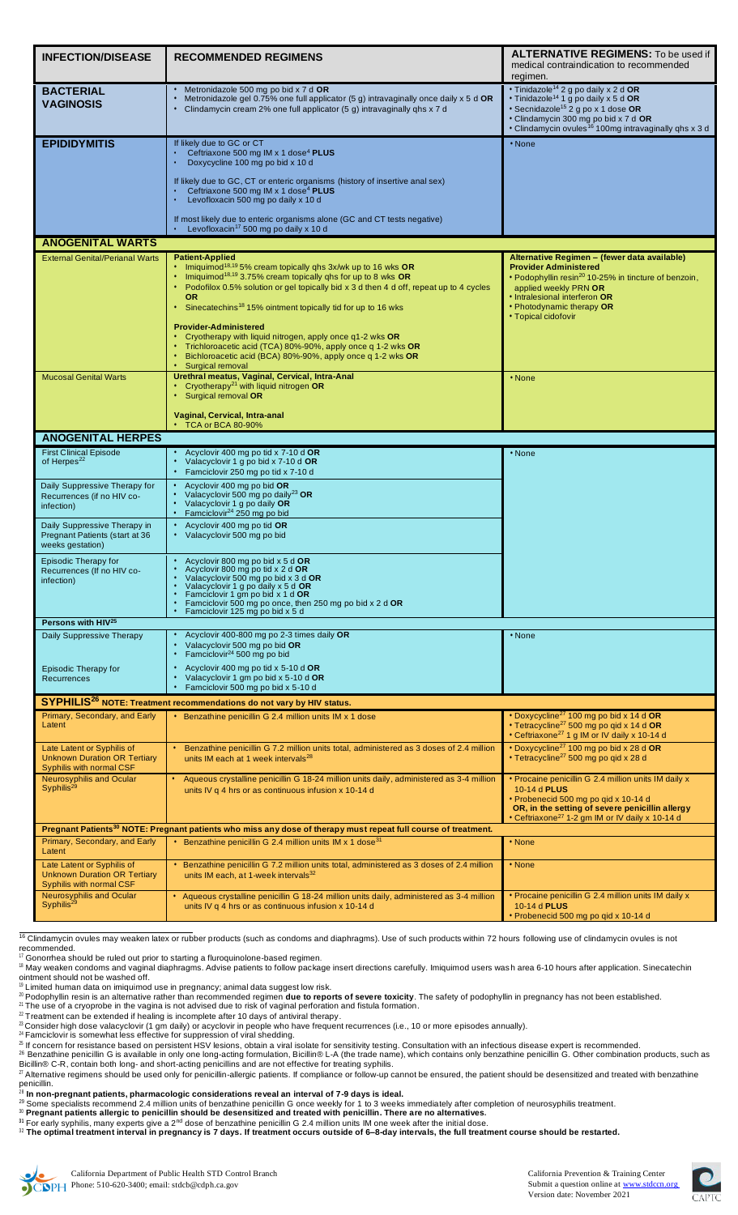| INFECTION/DISEASE | RECOMMENDED REGIMENS | ALTERNATIVE REGIMENS: To be used if medical contraindication to recommended regimen. |
|---|---|---|
| **BACTERIAL VAGINOSIS** | • Metronidazole 500 mg po bid x 7 d **OR**<br>• Metronidazole gel 0.75% one full applicator (5 g) intravaginally once daily x 5 d **OR**<br>• Clindamycin cream 2% one full applicator (5 g) intravaginally qhs x 7 d | • Tinidazole[14] 2 g po daily x 2 d **OR**<br>• Tinidazole[14] 1 g po daily x 5 d **OR**<br>• Secnidazole[15] 2 g po x 1 dose **OR**<br>• Clindamycin 300 mg po bid x 7 d **OR**<br>• Clindamycin ovules[16] 100mg intravaginally qhs x 3 d |
| **EPIDIDYMITIS** | If likely due to GC or CT<br>• Ceftriaxone 500 mg IM x 1 dose[4] **PLUS**<br>• Doxycycline 100 mg po bid x 10 d<br><br>If likely due to GC, CT or enteric organisms (history of insertive anal sex)<br>• Ceftriaxone 500 mg IM x 1 dose[4] **PLUS**<br>• Levofloxacin 500 mg po daily x 10 d<br><br>If most likely due to enteric organisms alone (GC and CT tests negative)<br>• Levofloxacin[17] 500 mg po daily x 10 d | • None |
| **ANOGENITAL WARTS** | | |
| External Genital/Perianal Warts | **Patient-Applied**<br>• Imiquimod[18,19] 5% cream topically qhs 3x/wk up to 16 wks **OR**<br>• Imiquimod[18,19] 3.75% cream topically qhs for up to 8 wks **OR**<br>• Podofilox 0.5% solution or gel topically bid x 3 d then 4 d off, repeat up to 4 cycles **OR**<br>• Sinecatechins[18] 15% ointment topically tid for up to 16 wks<br><br>**Provider-Administered**<br>• Cryotherapy with liquid nitrogen, apply once q1-2 wks **OR**<br>• Trichloroacetic acid (TCA) 80%-90%, apply once q 1-2 wks **OR**<br>• Bichloroacetic acid (BCA) 80%-90%, apply once q 1-2 wks **OR**<br>• Surgical removal | **Alternative Regimen – (fewer data available)**<br>**Provider Administered**<br>• Podophyllin resin[20] 10-25% in tincture of benzoin, applied weekly PRN **OR**<br>• Intralesional interferon **OR**<br>• Photodynamic therapy **OR**<br>• Topical cidofovir |
| Mucosal Genital Warts | **Urethral meatus, Vaginal, Cervical, Intra-Anal**<br>• Cryotherapy[21] with liquid nitrogen **OR**<br>• Surgical removal **OR**<br><br>**Vaginal, Cervical, Intra-anal**<br>• TCA or BCA 80-90% | • None |
| **ANOGENITAL HERPES** | | |
| First Clinical Episode of Herpes[22] | • Acyclovir 400 mg po tid x 7-10 d **OR**<br>• Valacyclovir 1 g po bid x 7-10 d **OR**<br>• Famciclovir 250 mg po tid x 7-10 d | • None |
| Daily Suppressive Therapy for Recurrences (if no HIV co-infection) | • Acyclovir 400 mg po bid **OR**<br>• Valacyclovir 500 mg po daily[23] **OR**<br>• Valacyclovir 1 g po daily **OR**<br>• Famciclovir[24] 250 mg po bid | |
| Daily Suppressive Therapy in Pregnant Patients (start at 36 weeks gestation) | • Acyclovir 400 mg po tid **OR**<br>• Valacyclovir 500 mg po bid | |
| Episodic Therapy for Recurrences (If no HIV co-infection) | • Acyclovir 800 mg po bid x 5 d **OR**<br>• Acyclovir 800 mg po tid x 2 d **OR**<br>• Valacyclovir 500 mg po bid x 3 d **OR**<br>• Valacyclovir 1 g po daily x 5 d **OR**<br>• Famciclovir 1 gm po bid x 1 d **OR**<br>• Famciclovir 500 mg po once, then 250 mg po bid x 2 d **OR**<br>• Famciclovir 125 mg po bid x 5 d | |
| **Persons with HIV[25]** | | |
| Daily Suppressive Therapy | • Acyclovir 400-800 mg po 2-3 times daily **OR**<br>• Valacyclovir 500 mg po bid **OR**<br>• Famciclovir[24] 500 mg po bid | • None |
| Episodic Therapy for Recurrences | • Acyclovir 400 mg po tid x 5-10 d **OR**<br>• Valacyclovir 1 gm po bid x 5-10 d **OR**<br>• Famciclovir 500 mg po bid x 5-10 d | |
| **SYPHILIS[26] NOTE: Treatment recommendations do not vary by HIV status.** | | |
| Primary, Secondary, and Early Latent | • Benzathine penicillin G 2.4 million units IM x 1 dose | • Doxycycline[27] 100 mg po bid x 14 d **OR**<br>• Tetracycline[27] 500 mg po qid x 14 d **OR**<br>• Ceftriaxone[27] 1 g IM or IV daily x 10-14 d |
| Late Latent or Syphilis of Unknown Duration OR Tertiary Syphilis with normal CSF | • Benzathine penicillin G 7.2 million units total, administered as 3 doses of 2.4 million units IM each at 1 week intervals[28] | • Doxycycline[27] 100 mg po bid x 28 d **OR**<br>• Tetracycline[27] 500 mg po qid x 28 d |
| Neurosyphilis and Ocular Syphilis[29] | • Aqueous crystalline penicillin G 18-24 million units daily, administered as 3-4 million units IV q 4 hrs or as continuous infusion x 10-14 d | • Procaine penicillin G 2.4 million units IM daily x 10-14 d **PLUS**<br>• Probenecid 500 mg po qid x 10-14 d<br>**OR, in the setting of severe penicillin allergy**<br>• Ceftriaxone[27] 1-2 gm IM or IV daily x 10-14 d |
| **Pregnant Patients[30] NOTE: Pregnant patients who miss any dose of therapy must repeat full course of treatment.** | | |
| Primary, Secondary, and Early Latent | • Benzathine penicillin G 2.4 million units IM x 1 dose[31] | • None |
| Late Latent or Syphilis of Unknown Duration OR Tertiary Syphilis with normal CSF | • Benzathine penicillin G 7.2 million units total, administered as 3 doses of 2.4 million units IM each, at 1-week intervals[32] | • None |
| Neurosyphilis and Ocular Syphilis[29] | • Aqueous crystalline penicillin G 18-24 million units daily, administered as 3-4 million units IV q 4 hrs or as continuous infusion x 10-14 d | • Procaine penicillin G 2.4 million units IM daily x 10-14 d **PLUS**<br>• Probenecid 500 mg po qid x 10-14 d |

[16] Clindamycin ovules may weaken latex or rubber products (such as condoms and diaphragms). Use of such products within 72 hours following use of clindamycin ovules is not recommended.

[17] Gonorrhea should be ruled out prior to starting a fluroquinolone-based regimen.

[18] May weaken condoms and vaginal diaphragms. Advise patients to follow package insert directions carefully. Imiquimod users wash area 6-10 hours after application. Sinecatechin ointment should not be washed off.

[19] Limited human data on imiquimod use in pregnancy; animal data suggest low risk.

[20] Podophyllin resin is an alternative rather than recommended regimen **due to reports of severe toxicity**. The safety of podophyllin in pregnancy has not been established.

[21] The use of a cryoprobe in the vagina is not advised due to risk of vaginal perforation and fistula formation.

[22] Treatment can be extended if healing is incomplete after 10 days of antiviral therapy.

[23] Consider high dose valacyclovir (1 gm daily) or acyclovir in people who have frequent recurrences (i.e., 10 or more episodes annually).

[24] Famciclovir is somewhat less effective for suppression of viral shedding.

[25] If concern for resistance based on persistent HSV lesions, obtain a viral isolate for sensitivity testing. Consultation with an infectious disease expert is recommended.

[26] Benzathine penicillin G is available in only one long-acting formulation, Bicillin® L-A (the trade name), which contains only benzathine penicillin G. Other combination products, such as Bicillin® C-R, contain both long- and short-acting penicillins and are not effective for treating syphilis.

[27] Alternative regimens should be used only for penicillin-allergic patients. If compliance or follow-up cannot be ensured, the patient should be desensitized and treated with benzathine penicillin.

[28] **In non-pregnant patients, pharmacologic considerations reveal an interval of 7-9 days is ideal.**

[29] Some specialists recommend 2.4 million units of benzathine penicillin G once weekly for 1 to 3 weeks immediately after completion of neurosyphilis treatment.

[30] **Pregnant patients allergic to penicillin should be desensitized and treated with penicillin. There are no alternatives.**

[31] For early syphilis, many experts give a 2nd dose of benzathine penicillin G 2.4 million units IM one week after the initial dose.

[32] **The optimal treatment interval in pregnancy is 7 days. If treatment occurs outside of 6–8-day intervals, the full treatment course should be restarted.**

California Department of Public Health STD Control Branch
Phone: 510-620-3400; email: stdcb@cdph.ca.gov

California Prevention & Training Center
Submit a question online at www.stdccn.org
Version date: November 2021